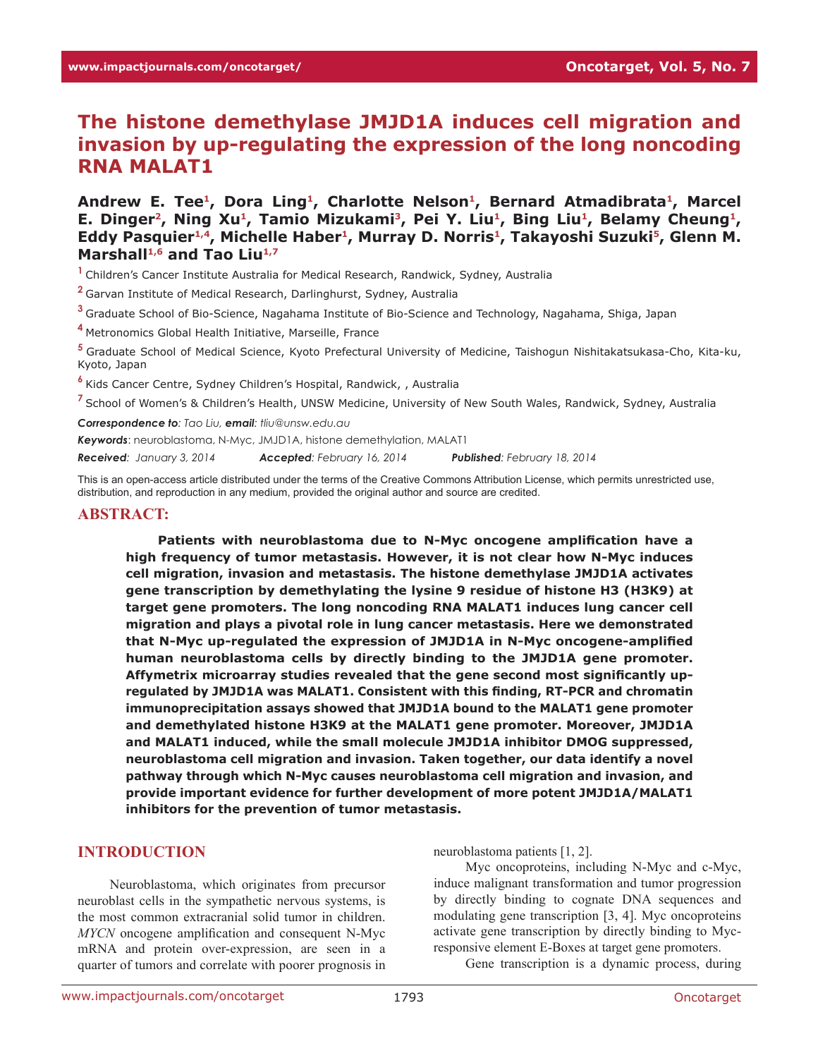# The histone demethylase JMJD1A induces cell migration and invasion by up-regulating the expression of the long noncoding RNA MALAT1

**Andrew E. Tee[1], Dora Ling[1], Charlotte Nelson[1], Bernard Atmadibrata[1], Marcel E. Dinger[2], Ning Xu[1], Tamio Mizukami[3], Pei Y. Liu[1], Bing Liu[1], Belamy Cheung[1], Eddy Pasquier[1,4], Michelle Haber[1], Murray D. Norris[1], Takayoshi Suzuki[5], Glenn M. Marshall[1,6] and Tao Liu[1,7]**

[1] Children's Cancer Institute Australia for Medical Research, Randwick, Sydney, Australia

[2] Garvan Institute of Medical Research, Darlinghurst, Sydney, Australia

[3] Graduate School of Bio-Science, Nagahama Institute of Bio-Science and Technology, Nagahama, Shiga, Japan

[4] Metronomics Global Health Initiative, Marseille, France

[5] Graduate School of Medical Science, Kyoto Prefectural University of Medicine, Taishogun Nishitakatsukasa-Cho, Kita-ku, Kyoto, Japan

[6] Kids Cancer Centre, Sydney Children's Hospital, Randwick, , Australia

[7] School of Women's & Children's Health, UNSW Medicine, University of New South Wales, Randwick, Sydney, Australia

***Correspondence to***: *Tao Liu*, ***email***: *tliu@unsw.edu.au*

***Keywords***: neuroblastoma, N-Myc, JMJD1A, histone demethylation, MALAT1

***Received***: *January 3, 2014* ***Accepted***: *February 16, 2014* ***Published***: *February 18, 2014*

This is an open-access article distributed under the terms of the Creative Commons Attribution License, which permits unrestricted use, distribution, and reproduction in any medium, provided the original author and source are credited.

## ABSTRACT:

**Patients with neuroblastoma due to N-Myc oncogene amplification have a high frequency of tumor metastasis. However, it is not clear how N-Myc induces cell migration, invasion and metastasis. The histone demethylase JMJD1A activates gene transcription by demethylating the lysine 9 residue of histone H3 (H3K9) at target gene promoters. The long noncoding RNA MALAT1 induces lung cancer cell migration and plays a pivotal role in lung cancer metastasis. Here we demonstrated that N-Myc up-regulated the expression of JMJD1A in N-Myc oncogene-amplified human neuroblastoma cells by directly binding to the JMJD1A gene promoter. Affymetrix microarray studies revealed that the gene second most significantly up-regulated by JMJD1A was MALAT1. Consistent with this finding, RT-PCR and chromatin immunoprecipitation assays showed that JMJD1A bound to the MALAT1 gene promoter and demethylated histone H3K9 at the MALAT1 gene promoter. Moreover, JMJD1A and MALAT1 induced, while the small molecule JMJD1A inhibitor DMOG suppressed, neuroblastoma cell migration and invasion. Taken together, our data identify a novel pathway through which N-Myc causes neuroblastoma cell migration and invasion, and provide important evidence for further development of more potent JMJD1A/MALAT1 inhibitors for the prevention of tumor metastasis.**

## INTRODUCTION

Neuroblastoma, which originates from precursor neuroblast cells in the sympathetic nervous systems, is the most common extracranial solid tumor in children. *MYCN* oncogene amplification and consequent N-Myc mRNA and protein over-expression, are seen in a quarter of tumors and correlate with poorer prognosis in neuroblastoma patients [1, 2].

Myc oncoproteins, including N-Myc and c-Myc, induce malignant transformation and tumor progression by directly binding to cognate DNA sequences and modulating gene transcription [3, 4]. Myc oncoproteins activate gene transcription by directly binding to Myc-responsive element E-Boxes at target gene promoters.

Gene transcription is a dynamic process, during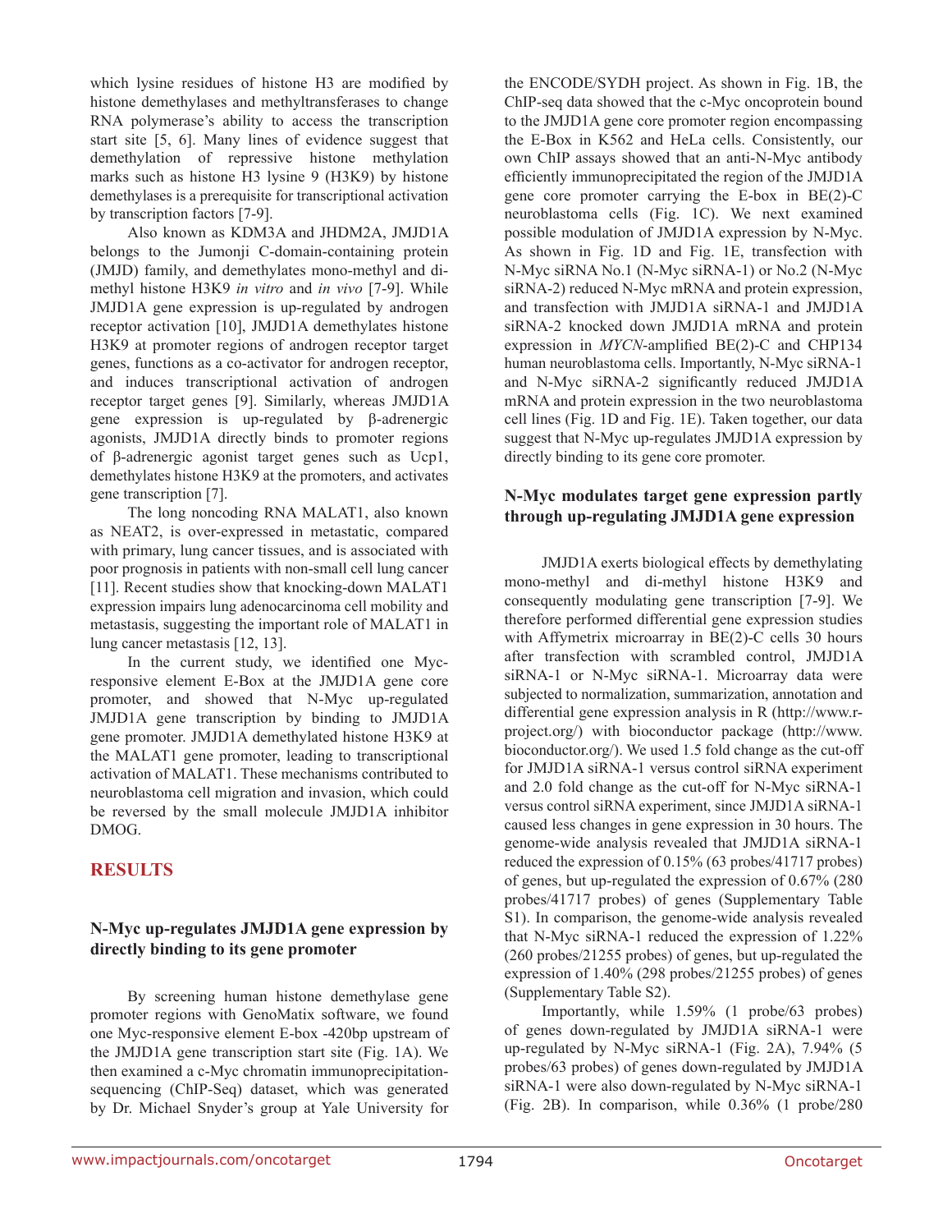which lysine residues of histone H3 are modified by histone demethylases and methyltransferases to change RNA polymerase's ability to access the transcription start site [5, 6]. Many lines of evidence suggest that demethylation of repressive histone methylation marks such as histone H3 lysine 9 (H3K9) by histone demethylases is a prerequisite for transcriptional activation by transcription factors [7-9].

Also known as KDM3A and JHDM2A, JMJD1A belongs to the Jumonji C-domain-containing protein (JMJD) family, and demethylates mono-methyl and di-methyl histone H3K9 *in vitro* and *in vivo* [7-9]. While JMJD1A gene expression is up-regulated by androgen receptor activation [10], JMJD1A demethylates histone H3K9 at promoter regions of androgen receptor target genes, functions as a co-activator for androgen receptor, and induces transcriptional activation of androgen receptor target genes [9]. Similarly, whereas JMJD1A gene expression is up-regulated by β-adrenergic agonists, JMJD1A directly binds to promoter regions of β-adrenergic agonist target genes such as Ucp1, demethylates histone H3K9 at the promoters, and activates gene transcription [7].

The long noncoding RNA MALAT1, also known as NEAT2, is over-expressed in metastatic, compared with primary, lung cancer tissues, and is associated with poor prognosis in patients with non-small cell lung cancer [11]. Recent studies show that knocking-down MALAT1 expression impairs lung adenocarcinoma cell mobility and metastasis, suggesting the important role of MALAT1 in lung cancer metastasis [12, 13].

In the current study, we identified one Myc-responsive element E-Box at the JMJD1A gene core promoter, and showed that N-Myc up-regulated JMJD1A gene transcription by binding to JMJD1A gene promoter. JMJD1A demethylated histone H3K9 at the MALAT1 gene promoter, leading to transcriptional activation of MALAT1. These mechanisms contributed to neuroblastoma cell migration and invasion, which could be reversed by the small molecule JMJD1A inhibitor DMOG.

## RESULTS

### N-Myc up-regulates JMJD1A gene expression by directly binding to its gene promoter

By screening human histone demethylase gene promoter regions with GenoMatix software, we found one Myc-responsive element E-box -420bp upstream of the JMJD1A gene transcription start site (Fig. 1A). We then examined a c-Myc chromatin immunoprecipitation-sequencing (ChIP-Seq) dataset, which was generated by Dr. Michael Snyder's group at Yale University for the ENCODE/SYDH project. As shown in Fig. 1B, the ChIP-seq data showed that the c-Myc oncoprotein bound to the JMJD1A gene core promoter region encompassing the E-Box in K562 and HeLa cells. Consistently, our own ChIP assays showed that an anti-N-Myc antibody efficiently immunoprecipitated the region of the JMJD1A gene core promoter carrying the E-box in BE(2)-C neuroblastoma cells (Fig. 1C). We next examined possible modulation of JMJD1A expression by N-Myc. As shown in Fig. 1D and Fig. 1E, transfection with N-Myc siRNA No.1 (N-Myc siRNA-1) or No.2 (N-Myc siRNA-2) reduced N-Myc mRNA and protein expression, and transfection with JMJD1A siRNA-1 and JMJD1A siRNA-2 knocked down JMJD1A mRNA and protein expression in *MYCN*-amplified BE(2)-C and CHP134 human neuroblastoma cells. Importantly, N-Myc siRNA-1 and N-Myc siRNA-2 significantly reduced JMJD1A mRNA and protein expression in the two neuroblastoma cell lines (Fig. 1D and Fig. 1E). Taken together, our data suggest that N-Myc up-regulates JMJD1A expression by directly binding to its gene core promoter.

### N-Myc modulates target gene expression partly through up-regulating JMJD1A gene expression

JMJD1A exerts biological effects by demethylating mono-methyl and di-methyl histone H3K9 and consequently modulating gene transcription [7-9]. We therefore performed differential gene expression studies with Affymetrix microarray in BE(2)-C cells 30 hours after transfection with scrambled control, JMJD1A siRNA-1 or N-Myc siRNA-1. Microarray data were subjected to normalization, summarization, annotation and differential gene expression analysis in R (http://www.r-project.org/) with bioconductor package (http://www.bioconductor.org/). We used 1.5 fold change as the cut-off for JMJD1A siRNA-1 versus control siRNA experiment and 2.0 fold change as the cut-off for N-Myc siRNA-1 versus control siRNA experiment, since JMJD1A siRNA-1 caused less changes in gene expression in 30 hours. The genome-wide analysis revealed that JMJD1A siRNA-1 reduced the expression of 0.15% (63 probes/41717 probes) of genes, but up-regulated the expression of 0.67% (280 probes/41717 probes) of genes (Supplementary Table S1). In comparison, the genome-wide analysis revealed that N-Myc siRNA-1 reduced the expression of 1.22% (260 probes/21255 probes) of genes, but up-regulated the expression of 1.40% (298 probes/21255 probes) of genes (Supplementary Table S2).

Importantly, while 1.59% (1 probe/63 probes) of genes down-regulated by JMJD1A siRNA-1 were up-regulated by N-Myc siRNA-1 (Fig. 2A), 7.94% (5 probes/63 probes) of genes down-regulated by JMJD1A siRNA-1 were also down-regulated by N-Myc siRNA-1 (Fig. 2B). In comparison, while 0.36% (1 probe/280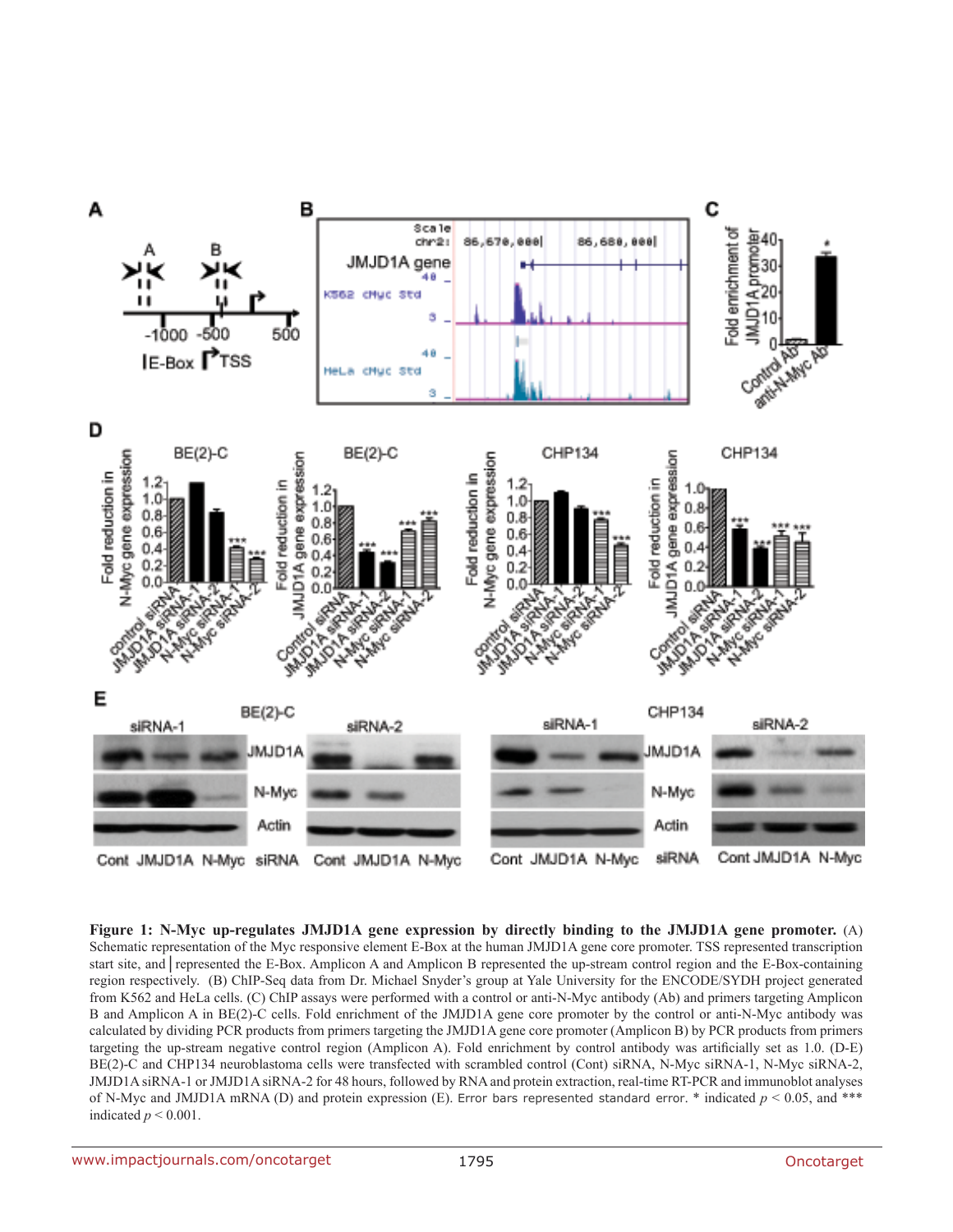**Figure 1: N-Myc up-regulates JMJD1A gene expression by directly binding to the JMJD1A gene promoter.** (A) Schematic representation of the Myc responsive element E-Box at the human JMJD1A gene core promoter. TSS represented transcription start site, and | represented the E-Box. Amplicon A and Amplicon B represented the up-stream control region and the E-Box-containing region respectively. (B) ChIP-Seq data from Dr. Michael Snyder's group at Yale University for the ENCODE/SYDH project generated from K562 and HeLa cells. (C) ChIP assays were performed with a control or anti-N-Myc antibody (Ab) and primers targeting Amplicon B and Amplicon A in BE(2)-C cells. Fold enrichment of the JMJD1A gene core promoter by the control or anti-N-Myc antibody was calculated by dividing PCR products from primers targeting the JMJD1A gene core promoter (Amplicon B) by PCR products from primers targeting the up-stream negative control region (Amplicon A). Fold enrichment by control antibody was artificially set as 1.0. (D-E) BE(2)-C and CHP134 neuroblastoma cells were transfected with scrambled control (Cont) siRNA, N-Myc siRNA-1, N-Myc siRNA-2, JMJD1A siRNA-1 or JMJD1A siRNA-2 for 48 hours, followed by RNA and protein extraction, real-time RT-PCR and immunoblot analyses of N-Myc and JMJD1A mRNA (D) and protein expression (E). Error bars represented standard error. * indicated $p < 0.05$, and *** indicated $p < 0.001$.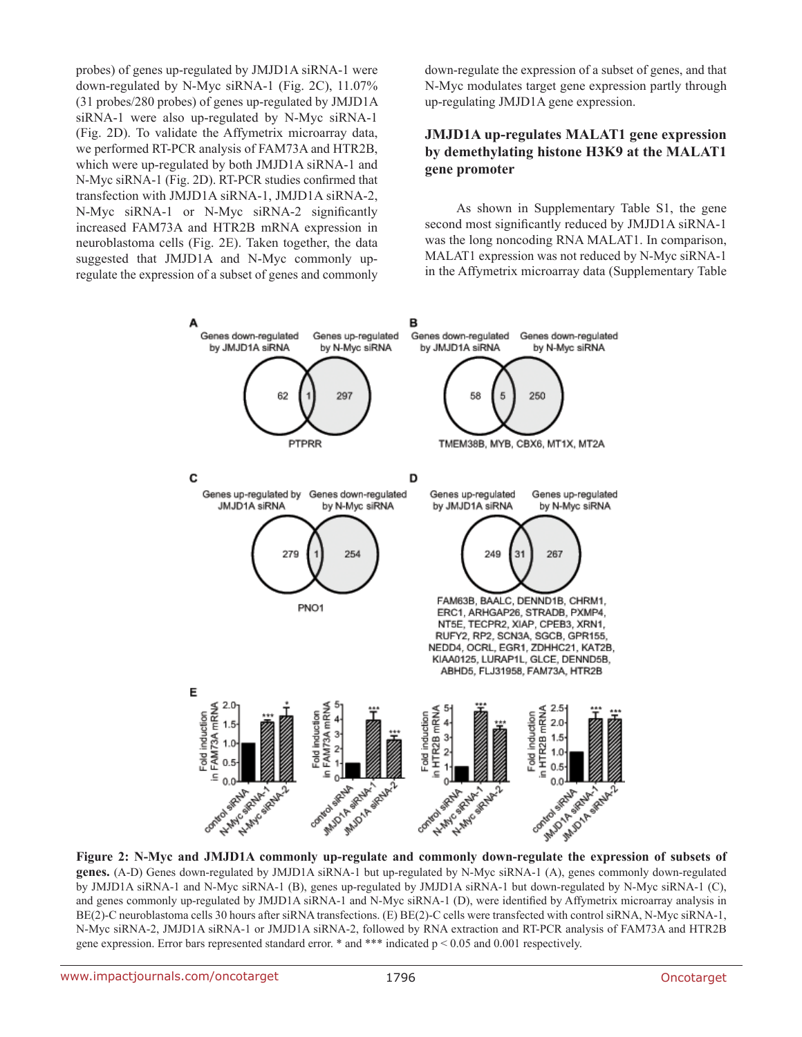probes) of genes up-regulated by JMJD1A siRNA-1 were down-regulated by N-Myc siRNA-1 (Fig. 2C), 11.07% (31 probes/280 probes) of genes up-regulated by JMJD1A siRNA-1 were also up-regulated by N-Myc siRNA-1 (Fig. 2D). To validate the Affymetrix microarray data, we performed RT-PCR analysis of FAM73A and HTR2B, which were up-regulated by both JMJD1A siRNA-1 and N-Myc siRNA-1 (Fig. 2D). RT-PCR studies confirmed that transfection with JMJD1A siRNA-1, JMJD1A siRNA-2, N-Myc siRNA-1 or N-Myc siRNA-2 significantly increased FAM73A and HTR2B mRNA expression in neuroblastoma cells (Fig. 2E). Taken together, the data suggested that JMJD1A and N-Myc commonly up-regulate the expression of a subset of genes and commonly down-regulate the expression of a subset of genes, and that N-Myc modulates target gene expression partly through up-regulating JMJD1A gene expression.

### JMJD1A up-regulates MALAT1 gene expression by demethylating histone H3K9 at the MALAT1 gene promoter

As shown in Supplementary Table S1, the gene second most significantly reduced by JMJD1A siRNA-1 was the long noncoding RNA MALAT1. In comparison, MALAT1 expression was not reduced by N-Myc siRNA-1 in the Affymetrix microarray data (Supplementary Table

**Figure 2: N-Myc and JMJD1A commonly up-regulate and commonly down-regulate the expression of subsets of genes.** (A-D) Genes down-regulated by JMJD1A siRNA-1 but up-regulated by N-Myc siRNA-1 (A), genes commonly down-regulated by JMJD1A siRNA-1 and N-Myc siRNA-1 (B), genes up-regulated by JMJD1A siRNA-1 but down-regulated by N-Myc siRNA-1 (C), and genes commonly up-regulated by JMJD1A siRNA-1 and N-Myc siRNA-1 (D), were identified by Affymetrix microarray analysis in BE(2)-C neuroblastoma cells 30 hours after siRNA transfections. (E) BE(2)-C cells were transfected with control siRNA, N-Myc siRNA-1, N-Myc siRNA-2, JMJD1A siRNA-1 or JMJD1A siRNA-2, followed by RNA extraction and RT-PCR analysis of FAM73A and HTR2B gene expression. Error bars represented standard error. * and *** indicated $p < 0.05$ and 0.001 respectively.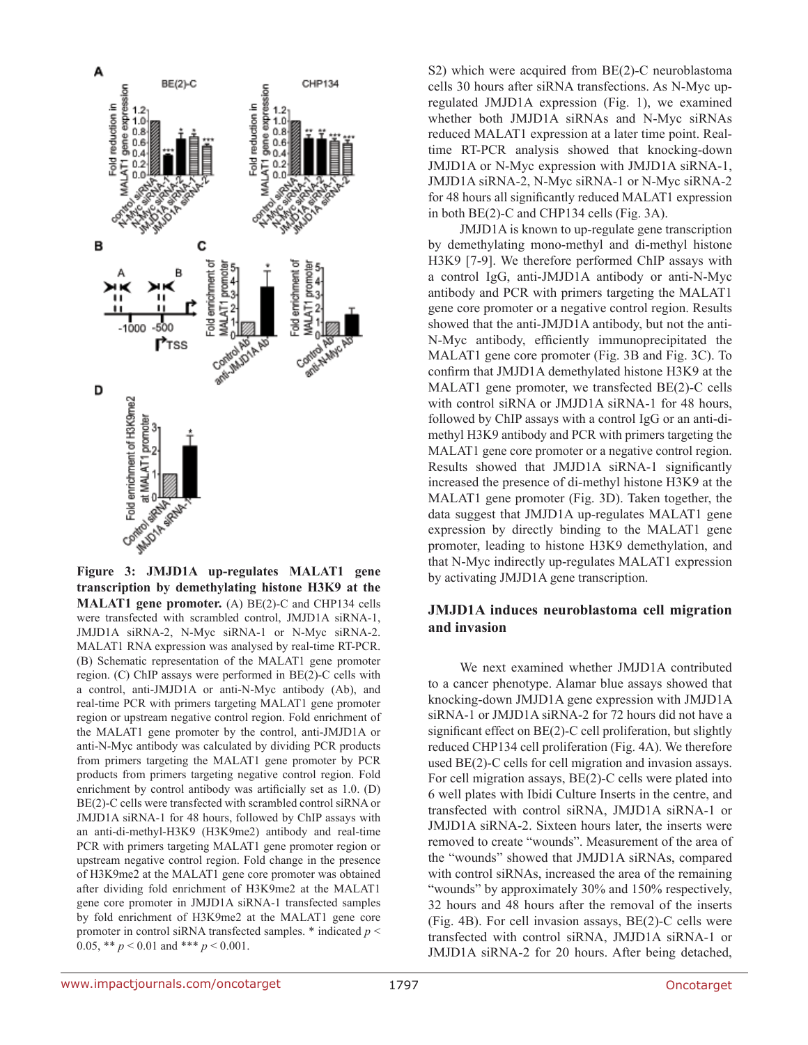**Figure 3: JMJD1A up-regulates MALAT1 gene transcription by demethylating histone H3K9 at the MALAT1 gene promoter.** (A) BE(2)-C and CHP134 cells were transfected with scrambled control, JMJD1A siRNA-1, JMJD1A siRNA-2, N-Myc siRNA-1 or N-Myc siRNA-2. MALAT1 RNA expression was analysed by real-time RT-PCR. (B) Schematic representation of the MALAT1 gene promoter region. (C) ChIP assays were performed in BE(2)-C cells with a control, anti-JMJD1A or anti-N-Myc antibody (Ab), and real-time PCR with primers targeting MALAT1 gene promoter region or upstream negative control region. Fold enrichment of the MALAT1 gene promoter by the control, anti-JMJD1A or anti-N-Myc antibody was calculated by dividing PCR products from primers targeting the MALAT1 gene promoter by PCR products from primers targeting negative control region. Fold enrichment by control antibody was artificially set as 1.0. (D) BE(2)-C cells were transfected with scrambled control siRNA or JMJD1A siRNA-1 for 48 hours, followed by ChIP assays with an anti-di-methyl-H3K9 (H3K9me2) antibody and real-time PCR with primers targeting MALAT1 gene promoter region or upstream negative control region. Fold change in the presence of H3K9me2 at the MALAT1 gene core promoter was obtained after dividing fold enrichment of H3K9me2 at the MALAT1 gene core promoter in JMJD1A siRNA-1 transfected samples by fold enrichment of H3K9me2 at the MALAT1 gene core promoter in control siRNA transfected samples. * indicated $p < 0.05$, ** $p < 0.01$ and *** $p < 0.001$.

S2) which were acquired from BE(2)-C neuroblastoma cells 30 hours after siRNA transfections. As N-Myc up-regulated JMJD1A expression (Fig. 1), we examined whether both JMJD1A siRNAs and N-Myc siRNAs reduced MALAT1 expression at a later time point. Real-time RT-PCR analysis showed that knocking-down JMJD1A or N-Myc expression with JMJD1A siRNA-1, JMJD1A siRNA-2, N-Myc siRNA-1 or N-Myc siRNA-2 for 48 hours all significantly reduced MALAT1 expression in both BE(2)-C and CHP134 cells (Fig. 3A).

JMJD1A is known to up-regulate gene transcription by demethylating mono-methyl and di-methyl histone H3K9 [7-9]. We therefore performed ChIP assays with a control IgG, anti-JMJD1A antibody or anti-N-Myc antibody and PCR with primers targeting the MALAT1 gene core promoter or a negative control region. Results showed that the anti-JMJD1A antibody, but not the anti-N-Myc antibody, efficiently immunoprecipitated the MALAT1 gene core promoter (Fig. 3B and Fig. 3C). To confirm that JMJD1A demethylated histone H3K9 at the MALAT1 gene promoter, we transfected BE(2)-C cells with control siRNA or JMJD1A siRNA-1 for 48 hours, followed by ChIP assays with a control IgG or an anti-di-methyl H3K9 antibody and PCR with primers targeting the MALAT1 gene core promoter or a negative control region. Results showed that JMJD1A siRNA-1 significantly increased the presence of di-methyl histone H3K9 at the MALAT1 gene promoter (Fig. 3D). Taken together, the data suggest that JMJD1A up-regulates MALAT1 gene expression by directly binding to the MALAT1 gene promoter, leading to histone H3K9 demethylation, and that N-Myc indirectly up-regulates MALAT1 expression by activating JMJD1A gene transcription.

## JMJD1A induces neuroblastoma cell migration and invasion

We next examined whether JMJD1A contributed to a cancer phenotype. Alamar blue assays showed that knocking-down JMJD1A gene expression with JMJD1A siRNA-1 or JMJD1A siRNA-2 for 72 hours did not have a significant effect on BE(2)-C cell proliferation, but slightly reduced CHP134 cell proliferation (Fig. 4A). We therefore used BE(2)-C cells for cell migration and invasion assays. For cell migration assays, BE(2)-C cells were plated into 6 well plates with Ibidi Culture Inserts in the centre, and transfected with control siRNA, JMJD1A siRNA-1 or JMJD1A siRNA-2. Sixteen hours later, the inserts were removed to create "wounds". Measurement of the area of the "wounds" showed that JMJD1A siRNAs, compared with control siRNAs, increased the area of the remaining "wounds" by approximately 30% and 150% respectively, 32 hours and 48 hours after the removal of the inserts (Fig. 4B). For cell invasion assays, BE(2)-C cells were transfected with control siRNA, JMJD1A siRNA-1 or JMJD1A siRNA-2 for 20 hours. After being detached,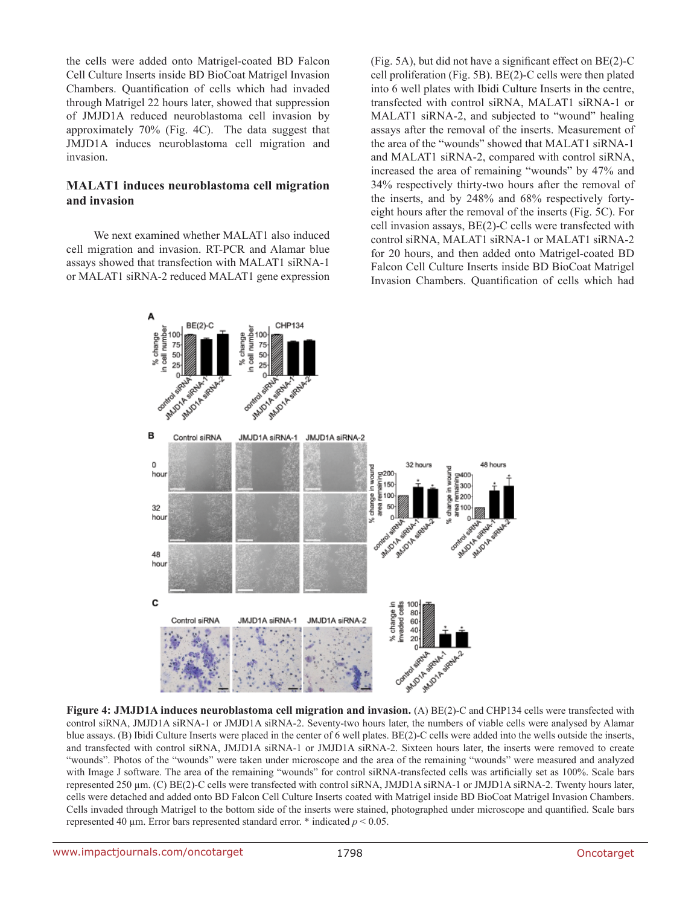the cells were added onto Matrigel-coated BD Falcon Cell Culture Inserts inside BD BioCoat Matrigel Invasion Chambers. Quantification of cells which had invaded through Matrigel 22 hours later, showed that suppression of JMJD1A reduced neuroblastoma cell invasion by approximately 70% (Fig. 4C). The data suggest that JMJD1A induces neuroblastoma cell migration and invasion.

### MALAT1 induces neuroblastoma cell migration and invasion

We next examined whether MALAT1 also induced cell migration and invasion. RT-PCR and Alamar blue assays showed that transfection with MALAT1 siRNA-1 or MALAT1 siRNA-2 reduced MALAT1 gene expression (Fig. 5A), but did not have a significant effect on BE(2)-C cell proliferation (Fig. 5B). BE(2)-C cells were then plated into 6 well plates with Ibidi Culture Inserts in the centre, transfected with control siRNA, MALAT1 siRNA-1 or MALAT1 siRNA-2, and subjected to "wound" healing assays after the removal of the inserts. Measurement of the area of the "wounds" showed that MALAT1 siRNA-1 and MALAT1 siRNA-2, compared with control siRNA, increased the area of remaining "wounds" by 47% and 34% respectively thirty-two hours after the removal of the inserts, and by 248% and 68% respectively forty-eight hours after the removal of the inserts (Fig. 5C). For cell invasion assays, BE(2)-C cells were transfected with control siRNA, MALAT1 siRNA-1 or MALAT1 siRNA-2 for 20 hours, and then added onto Matrigel-coated BD Falcon Cell Culture Inserts inside BD BioCoat Matrigel Invasion Chambers. Quantification of cells which had

**Figure 4: JMJD1A induces neuroblastoma cell migration and invasion.** (A) BE(2)-C and CHP134 cells were transfected with control siRNA, JMJD1A siRNA-1 or JMJD1A siRNA-2. Seventy-two hours later, the numbers of viable cells were analysed by Alamar blue assays. (B) Ibidi Culture Inserts were placed in the center of 6 well plates. BE(2)-C cells were added into the wells outside the inserts, and transfected with control siRNA, JMJD1A siRNA-1 or JMJD1A siRNA-2. Sixteen hours later, the inserts were removed to create "wounds". Photos of the "wounds" were taken under microscope and the area of the remaining "wounds" were measured and analyzed with Image J software. The area of the remaining "wounds" for control siRNA-transfected cells was artificially set as 100%. Scale bars represented 250 µm. (C) BE(2)-C cells were transfected with control siRNA, JMJD1A siRNA-1 or JMJD1A siRNA-2. Twenty hours later, cells were detached and added onto BD Falcon Cell Culture Inserts coated with Matrigel inside BD BioCoat Matrigel Invasion Chambers. Cells invaded through Matrigel to the bottom side of the inserts were stained, photographed under microscope and quantified. Scale bars represented 40 µm. Error bars represented standard error. * indicated $p < 0.05$.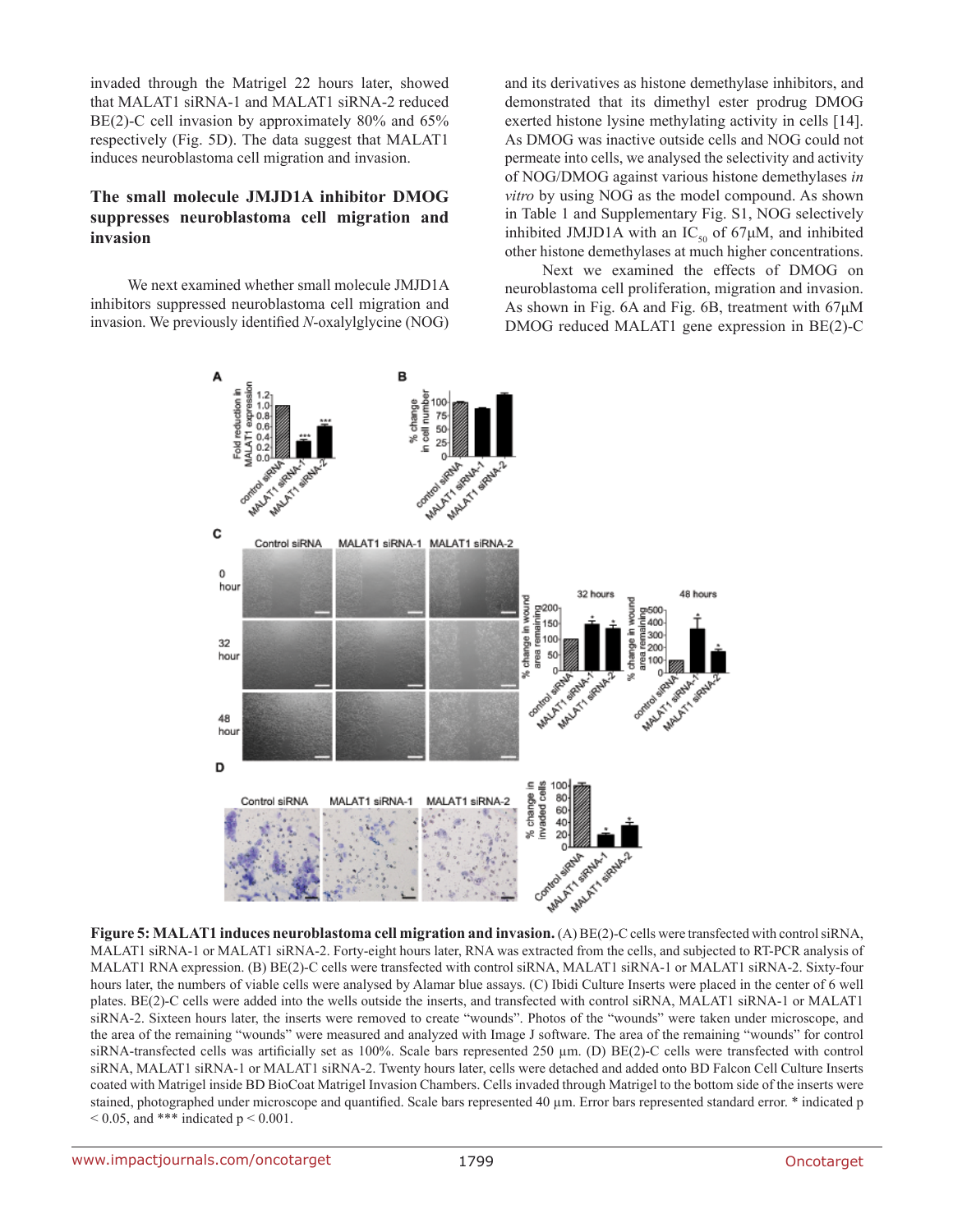invaded through the Matrigel 22 hours later, showed that MALAT1 siRNA-1 and MALAT1 siRNA-2 reduced BE(2)-C cell invasion by approximately 80% and 65% respectively (Fig. 5D). The data suggest that MALAT1 induces neuroblastoma cell migration and invasion.

### The small molecule JMJD1A inhibitor DMOG suppresses neuroblastoma cell migration and invasion

We next examined whether small molecule JMJD1A inhibitors suppressed neuroblastoma cell migration and invasion. We previously identified *N*-oxalylglycine (NOG) and its derivatives as histone demethylase inhibitors, and demonstrated that its dimethyl ester prodrug DMOG exerted histone lysine methylating activity in cells [14]. As DMOG was inactive outside cells and NOG could not permeate into cells, we analysed the selectivity and activity of NOG/DMOG against various histone demethylases *in vitro* by using NOG as the model compound. As shown in Table 1 and Supplementary Fig. S1, NOG selectively inhibited JMJD1A with an $IC_{50}$ of 67μM, and inhibited other histone demethylases at much higher concentrations.

Next we examined the effects of DMOG on neuroblastoma cell proliferation, migration and invasion. As shown in Fig. 6A and Fig. 6B, treatment with 67μM DMOG reduced MALAT1 gene expression in BE(2)-C

**Figure 5: MALAT1 induces neuroblastoma cell migration and invasion.** (A) BE(2)-C cells were transfected with control siRNA, MALAT1 siRNA-1 or MALAT1 siRNA-2. Forty-eight hours later, RNA was extracted from the cells, and subjected to RT-PCR analysis of MALAT1 RNA expression. (B) BE(2)-C cells were transfected with control siRNA, MALAT1 siRNA-1 or MALAT1 siRNA-2. Sixty-four hours later, the numbers of viable cells were analysed by Alamar blue assays. (C) Ibidi Culture Inserts were placed in the center of 6 well plates. BE(2)-C cells were added into the wells outside the inserts, and transfected with control siRNA, MALAT1 siRNA-1 or MALAT1 siRNA-2. Sixteen hours later, the inserts were removed to create "wounds". Photos of the "wounds" were taken under microscope, and the area of the remaining "wounds" were measured and analyzed with Image J software. The area of the remaining "wounds" for control siRNA-transfected cells was artificially set as 100%. Scale bars represented 250 µm. (D) BE(2)-C cells were transfected with control siRNA, MALAT1 siRNA-1 or MALAT1 siRNA-2. Twenty hours later, cells were detached and added onto BD Falcon Cell Culture Inserts coated with Matrigel inside BD BioCoat Matrigel Invasion Chambers. Cells invaded through Matrigel to the bottom side of the inserts were stained, photographed under microscope and quantified. Scale bars represented 40 µm. Error bars represented standard error. * indicated $p < 0.05$, and *** indicated $p < 0.001$.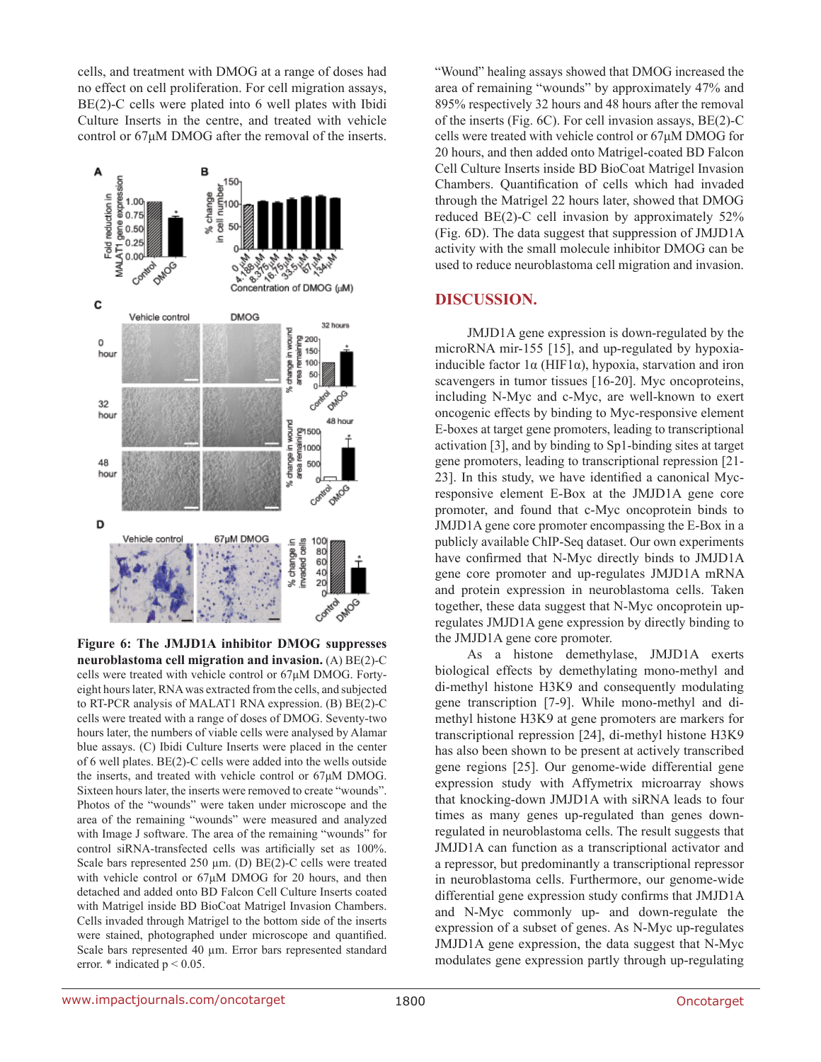cells, and treatment with DMOG at a range of doses had no effect on cell proliferation. For cell migration assays, BE(2)-C cells were plated into 6 well plates with Ibidi Culture Inserts in the centre, and treated with vehicle control or 67μM DMOG after the removal of the inserts.

**Figure 6: The JMJD1A inhibitor DMOG suppresses neuroblastoma cell migration and invasion.** (A) BE(2)-C cells were treated with vehicle control or 67μM DMOG. Forty-eight hours later, RNA was extracted from the cells, and subjected to RT-PCR analysis of MALAT1 RNA expression. (B) BE(2)-C cells were treated with a range of doses of DMOG. Seventy-two hours later, the numbers of viable cells were analysed by Alamar blue assays. (C) Ibidi Culture Inserts were placed in the center of 6 well plates. BE(2)-C cells were added into the wells outside the inserts, and treated with vehicle control or 67μM DMOG. Sixteen hours later, the inserts were removed to create "wounds". Photos of the "wounds" were taken under microscope and the area of the remaining "wounds" were measured and analyzed with Image J software. The area of the remaining "wounds" for control siRNA-transfected cells was artificially set as 100%. Scale bars represented 250 μm. (D) BE(2)-C cells were treated with vehicle control or 67μM DMOG for 20 hours, and then detached and added onto BD Falcon Cell Culture Inserts coated with Matrigel inside BD BioCoat Matrigel Invasion Chambers. Cells invaded through Matrigel to the bottom side of the inserts were stained, photographed under microscope and quantified. Scale bars represented 40 μm. Error bars represented standard error. * indicated $p < 0.05$.

"Wound" healing assays showed that DMOG increased the area of remaining "wounds" by approximately 47% and 895% respectively 32 hours and 48 hours after the removal of the inserts (Fig. 6C). For cell invasion assays, BE(2)-C cells were treated with vehicle control or 67μM DMOG for 20 hours, and then added onto Matrigel-coated BD Falcon Cell Culture Inserts inside BD BioCoat Matrigel Invasion Chambers. Quantification of cells which had invaded through the Matrigel 22 hours later, showed that DMOG reduced BE(2)-C cell invasion by approximately 52% (Fig. 6D). The data suggest that suppression of JMJD1A activity with the small molecule inhibitor DMOG can be used to reduce neuroblastoma cell migration and invasion.

## DISCUSSION.

JMJD1A gene expression is down-regulated by the microRNA mir-155 [15], and up-regulated by hypoxia-inducible factor 1α (HIF1α), hypoxia, starvation and iron scavengers in tumor tissues [16-20]. Myc oncoproteins, including N-Myc and c-Myc, are well-known to exert oncogenic effects by binding to Myc-responsive element E-boxes at target gene promoters, leading to transcriptional activation [3], and by binding to Sp1-binding sites at target gene promoters, leading to transcriptional repression [21-23]. In this study, we have identified a canonical Myc-responsive element E-Box at the JMJD1A gene core promoter, and found that c-Myc oncoprotein binds to JMJD1A gene core promoter encompassing the E-Box in a publicly available ChIP-Seq dataset. Our own experiments have confirmed that N-Myc directly binds to JMJD1A gene core promoter and up-regulates JMJD1A mRNA and protein expression in neuroblastoma cells. Taken together, these data suggest that N-Myc oncoprotein up-regulates JMJD1A gene expression by directly binding to the JMJD1A gene core promoter.

As a histone demethylase, JMJD1A exerts biological effects by demethylating mono-methyl and di-methyl histone H3K9 and consequently modulating gene transcription [7-9]. While mono-methyl and di-methyl histone H3K9 at gene promoters are markers for transcriptional repression [24], di-methyl histone H3K9 has also been shown to be present at actively transcribed gene regions [25]. Our genome-wide differential gene expression study with Affymetrix microarray shows that knocking-down JMJD1A with siRNA leads to four times as many genes up-regulated than genes down-regulated in neuroblastoma cells. The result suggests that JMJD1A can function as a transcriptional activator and a repressor, but predominantly a transcriptional repressor in neuroblastoma cells. Furthermore, our genome-wide differential gene expression study confirms that JMJD1A and N-Myc commonly up- and down-regulate the expression of a subset of genes. As N-Myc up-regulates JMJD1A gene expression, the data suggest that N-Myc modulates gene expression partly through up-regulating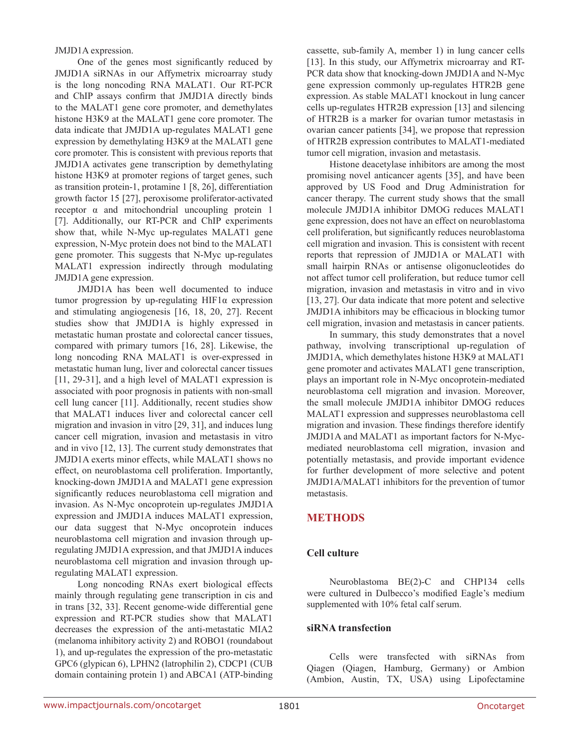JMJD1A expression.

One of the genes most significantly reduced by JMJD1A siRNAs in our Affymetrix microarray study is the long noncoding RNA MALAT1. Our RT-PCR and ChIP assays confirm that JMJD1A directly binds to the MALAT1 gene core promoter, and demethylates histone H3K9 at the MALAT1 gene core promoter. The data indicate that JMJD1A up-regulates MALAT1 gene expression by demethylating H3K9 at the MALAT1 gene core promoter. This is consistent with previous reports that JMJD1A activates gene transcription by demethylating histone H3K9 at promoter regions of target genes, such as transition protein-1, protamine 1 [8, 26], differentiation growth factor 15 [27], peroxisome proliferator-activated receptor α and mitochondrial uncoupling protein 1 [7]. Additionally, our RT-PCR and ChIP experiments show that, while N-Myc up-regulates MALAT1 gene expression, N-Myc protein does not bind to the MALAT1 gene promoter. This suggests that N-Myc up-regulates MALAT1 expression indirectly through modulating JMJD1A gene expression.

JMJD1A has been well documented to induce tumor progression by up-regulating HIF1α expression and stimulating angiogenesis [16, 18, 20, 27]. Recent studies show that JMJD1A is highly expressed in metastatic human prostate and colorectal cancer tissues, compared with primary tumors [16, 28]. Likewise, the long noncoding RNA MALAT1 is over-expressed in metastatic human lung, liver and colorectal cancer tissues [11, 29-31], and a high level of MALAT1 expression is associated with poor prognosis in patients with non-small cell lung cancer [11]. Additionally, recent studies show that MALAT1 induces liver and colorectal cancer cell migration and invasion in vitro [29, 31], and induces lung cancer cell migration, invasion and metastasis in vitro and in vivo [12, 13]. The current study demonstrates that JMJD1A exerts minor effects, while MALAT1 shows no effect, on neuroblastoma cell proliferation. Importantly, knocking-down JMJD1A and MALAT1 gene expression significantly reduces neuroblastoma cell migration and invasion. As N-Myc oncoprotein up-regulates JMJD1A expression and JMJD1A induces MALAT1 expression, our data suggest that N-Myc oncoprotein induces neuroblastoma cell migration and invasion through up-regulating JMJD1A expression, and that JMJD1A induces neuroblastoma cell migration and invasion through up-regulating MALAT1 expression.

Long noncoding RNAs exert biological effects mainly through regulating gene transcription in cis and in trans [32, 33]. Recent genome-wide differential gene expression and RT-PCR studies show that MALAT1 decreases the expression of the anti-metastatic MIA2 (melanoma inhibitory activity 2) and ROBO1 (roundabout 1), and up-regulates the expression of the pro-metastatic GPC6 (glypican 6), LPHN2 (latrophilin 2), CDCP1 (CUB domain containing protein 1) and ABCA1 (ATP-binding cassette, sub-family A, member 1) in lung cancer cells [13]. In this study, our Affymetrix microarray and RT-PCR data show that knocking-down JMJD1A and N-Myc gene expression commonly up-regulates HTR2B gene expression. As stable MALAT1 knockout in lung cancer cells up-regulates HTR2B expression [13] and silencing of HTR2B is a marker for ovarian tumor metastasis in ovarian cancer patients [34], we propose that repression of HTR2B expression contributes to MALAT1-mediated tumor cell migration, invasion and metastasis.

Histone deacetylase inhibitors are among the most promising novel anticancer agents [35], and have been approved by US Food and Drug Administration for cancer therapy. The current study shows that the small molecule JMJD1A inhibitor DMOG reduces MALAT1 gene expression, does not have an effect on neuroblastoma cell proliferation, but significantly reduces neuroblastoma cell migration and invasion. This is consistent with recent reports that repression of JMJD1A or MALAT1 with small hairpin RNAs or antisense oligonucleotides do not affect tumor cell proliferation, but reduce tumor cell migration, invasion and metastasis in vitro and in vivo [13, 27]. Our data indicate that more potent and selective JMJD1A inhibitors may be efficacious in blocking tumor cell migration, invasion and metastasis in cancer patients.

In summary, this study demonstrates that a novel pathway, involving transcriptional up-regulation of JMJD1A, which demethylates histone H3K9 at MALAT1 gene promoter and activates MALAT1 gene transcription, plays an important role in N-Myc oncoprotein-mediated neuroblastoma cell migration and invasion. Moreover, the small molecule JMJD1A inhibitor DMOG reduces MALAT1 expression and suppresses neuroblastoma cell migration and invasion. These findings therefore identify JMJD1A and MALAT1 as important factors for N-Myc-mediated neuroblastoma cell migration, invasion and potentially metastasis, and provide important evidence for further development of more selective and potent JMJD1A/MALAT1 inhibitors for the prevention of tumor metastasis.

## METHODS

### Cell culture

Neuroblastoma BE(2)-C and CHP134 cells were cultured in Dulbecco's modified Eagle's medium supplemented with 10% fetal calf serum.

### siRNA transfection

Cells were transfected with siRNAs from Qiagen (Qiagen, Hamburg, Germany) or Ambion (Ambion, Austin, TX, USA) using Lipofectamine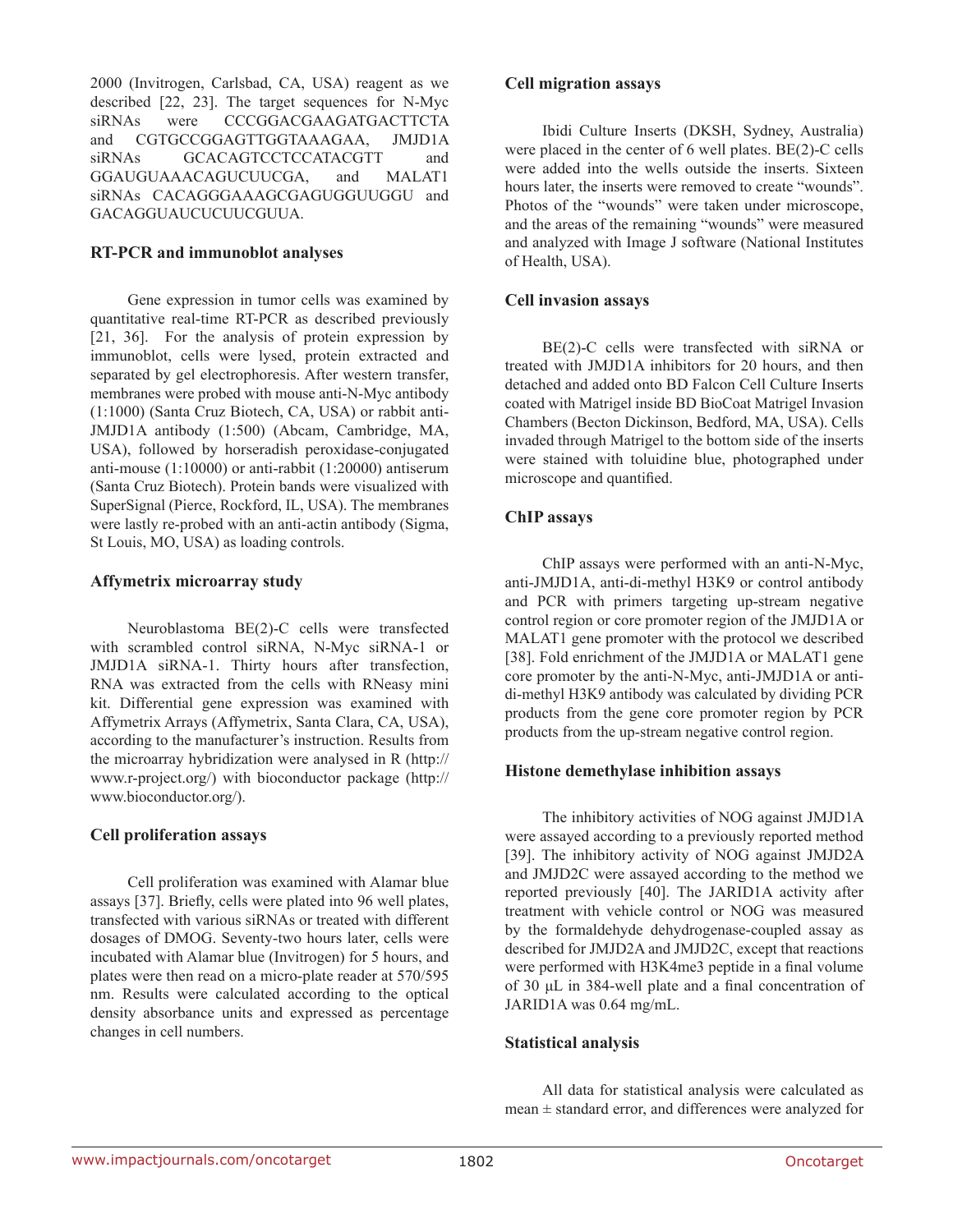2000 (Invitrogen, Carlsbad, CA, USA) reagent as we described [22, 23]. The target sequences for N-Myc siRNAs were CCCGGACGAAGATGACTTCTA and CGTGCCGGAGTTGGTAAAGAA, JMJD1A siRNAs GCACAGTCCTCCATACGTT and GGAUGUAAACAGUCUUCGA, and MALAT1 siRNAs CACAGGGAAAGCGAGUGGUUGGU and GACAGGUAUCUCUUCGUUA.

### RT-PCR and immunoblot analyses

Gene expression in tumor cells was examined by quantitative real-time RT-PCR as described previously [21, 36]. For the analysis of protein expression by immunoblot, cells were lysed, protein extracted and separated by gel electrophoresis. After western transfer, membranes were probed with mouse anti-N-Myc antibody (1:1000) (Santa Cruz Biotech, CA, USA) or rabbit anti-JMJD1A antibody (1:500) (Abcam, Cambridge, MA, USA), followed by horseradish peroxidase-conjugated anti-mouse (1:10000) or anti-rabbit (1:20000) antiserum (Santa Cruz Biotech). Protein bands were visualized with SuperSignal (Pierce, Rockford, IL, USA). The membranes were lastly re-probed with an anti-actin antibody (Sigma, St Louis, MO, USA) as loading controls.

### Affymetrix microarray study

Neuroblastoma BE(2)-C cells were transfected with scrambled control siRNA, N-Myc siRNA-1 or JMJD1A siRNA-1. Thirty hours after transfection, RNA was extracted from the cells with RNeasy mini kit. Differential gene expression was examined with Affymetrix Arrays (Affymetrix, Santa Clara, CA, USA), according to the manufacturer's instruction. Results from the microarray hybridization were analysed in R (http://www.r-project.org/) with bioconductor package (http://www.bioconductor.org/).

### Cell proliferation assays

Cell proliferation was examined with Alamar blue assays [37]. Briefly, cells were plated into 96 well plates, transfected with various siRNAs or treated with different dosages of DMOG. Seventy-two hours later, cells were incubated with Alamar blue (Invitrogen) for 5 hours, and plates were then read on a micro-plate reader at 570/595 nm. Results were calculated according to the optical density absorbance units and expressed as percentage changes in cell numbers.

### Cell migration assays

Ibidi Culture Inserts (DKSH, Sydney, Australia) were placed in the center of 6 well plates. BE(2)-C cells were added into the wells outside the inserts. Sixteen hours later, the inserts were removed to create "wounds". Photos of the "wounds" were taken under microscope, and the areas of the remaining "wounds" were measured and analyzed with Image J software (National Institutes of Health, USA).

### Cell invasion assays

BE(2)-C cells were transfected with siRNA or treated with JMJD1A inhibitors for 20 hours, and then detached and added onto BD Falcon Cell Culture Inserts coated with Matrigel inside BD BioCoat Matrigel Invasion Chambers (Becton Dickinson, Bedford, MA, USA). Cells invaded through Matrigel to the bottom side of the inserts were stained with toluidine blue, photographed under microscope and quantified.

### ChIP assays

ChIP assays were performed with an anti-N-Myc, anti-JMJD1A, anti-di-methyl H3K9 or control antibody and PCR with primers targeting up-stream negative control region or core promoter region of the JMJD1A or MALAT1 gene promoter with the protocol we described [38]. Fold enrichment of the JMJD1A or MALAT1 gene core promoter by the anti-N-Myc, anti-JMJD1A or anti-di-methyl H3K9 antibody was calculated by dividing PCR products from the gene core promoter region by PCR products from the up-stream negative control region.

### Histone demethylase inhibition assays

The inhibitory activities of NOG against JMJD1A were assayed according to a previously reported method [39]. The inhibitory activity of NOG against JMJD2A and JMJD2C were assayed according to the method we reported previously [40]. The JARID1A activity after treatment with vehicle control or NOG was measured by the formaldehyde dehydrogenase-coupled assay as described for JMJD2A and JMJD2C, except that reactions were performed with H3K4me3 peptide in a final volume of 30 μL in 384-well plate and a final concentration of JARID1A was 0.64 mg/mL.

### Statistical analysis

All data for statistical analysis were calculated as mean ± standard error, and differences were analyzed for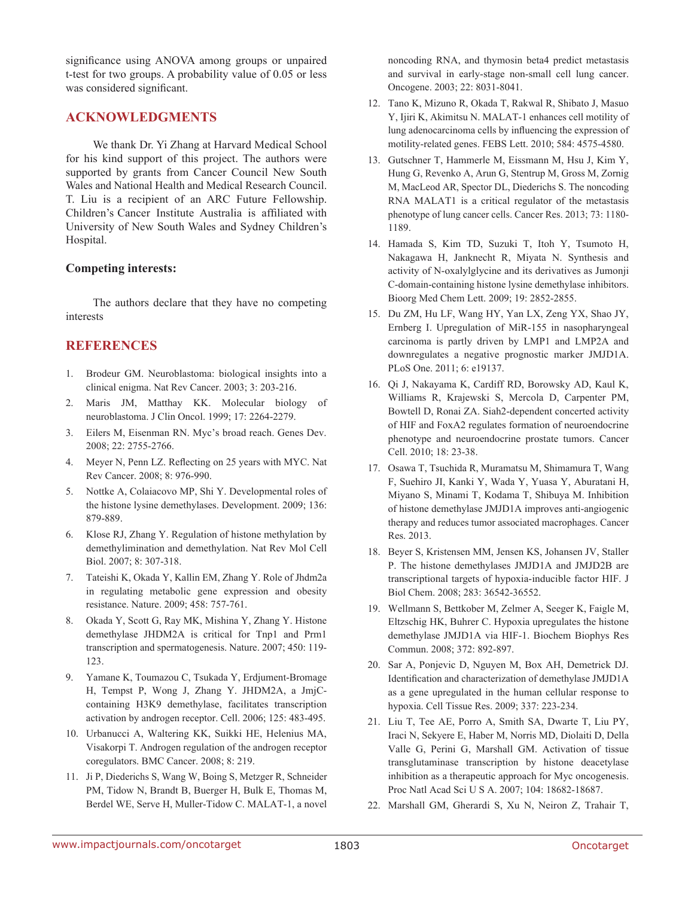significance using ANOVA among groups or unpaired t-test for two groups. A probability value of 0.05 or less was considered significant.

## ACKNOWLEDGMENTS

We thank Dr. Yi Zhang at Harvard Medical School for his kind support of this project. The authors were supported by grants from Cancer Council New South Wales and National Health and Medical Research Council. T. Liu is a recipient of an ARC Future Fellowship. Children's Cancer Institute Australia is affiliated with University of New South Wales and Sydney Children's Hospital.

### Competing interests:

The authors declare that they have no competing interests

## REFERENCES

1. Brodeur GM. Neuroblastoma: biological insights into a clinical enigma. Nat Rev Cancer. 2003; 3: 203-216.
2. Maris JM, Matthay KK. Molecular biology of neuroblastoma. J Clin Oncol. 1999; 17: 2264-2279.
3. Eilers M, Eisenman RN. Myc's broad reach. Genes Dev. 2008; 22: 2755-2766.
4. Meyer N, Penn LZ. Reflecting on 25 years with MYC. Nat Rev Cancer. 2008; 8: 976-990.
5. Nottke A, Colaiacovo MP, Shi Y. Developmental roles of the histone lysine demethylases. Development. 2009; 136: 879-889.
6. Klose RJ, Zhang Y. Regulation of histone methylation by demethylimination and demethylation. Nat Rev Mol Cell Biol. 2007; 8: 307-318.
7. Tateishi K, Okada Y, Kallin EM, Zhang Y. Role of Jhdm2a in regulating metabolic gene expression and obesity resistance. Nature. 2009; 458: 757-761.
8. Okada Y, Scott G, Ray MK, Mishina Y, Zhang Y. Histone demethylase JHDM2A is critical for Tnp1 and Prm1 transcription and spermatogenesis. Nature. 2007; 450: 119-123.
9. Yamane K, Toumazou C, Tsukada Y, Erdjument-Bromage H, Tempst P, Wong J, Zhang Y. JHDM2A, a JmjC-containing H3K9 demethylase, facilitates transcription activation by androgen receptor. Cell. 2006; 125: 483-495.
10. Urbanucci A, Waltering KK, Suikki HE, Helenius MA, Visakorpi T. Androgen regulation of the androgen receptor coregulators. BMC Cancer. 2008; 8: 219.
11. Ji P, Diederichs S, Wang W, Boing S, Metzger R, Schneider PM, Tidow N, Brandt B, Buerger H, Bulk E, Thomas M, Berdel WE, Serve H, Muller-Tidow C. MALAT-1, a novel noncoding RNA, and thymosin beta4 predict metastasis and survival in early-stage non-small cell lung cancer. Oncogene. 2003; 22: 8031-8041.
12. Tano K, Mizuno R, Okada T, Rakwal R, Shibato J, Masuo Y, Ijiri K, Akimitsu N. MALAT-1 enhances cell motility of lung adenocarcinoma cells by influencing the expression of motility-related genes. FEBS Lett. 2010; 584: 4575-4580.
13. Gutschner T, Hammerle M, Eissmann M, Hsu J, Kim Y, Hung G, Revenko A, Arun G, Stentrup M, Gross M, Zornig M, MacLeod AR, Spector DL, Diederichs S. The noncoding RNA MALAT1 is a critical regulator of the metastasis phenotype of lung cancer cells. Cancer Res. 2013; 73: 1180-1189.
14. Hamada S, Kim TD, Suzuki T, Itoh Y, Tsumoto H, Nakagawa H, Janknecht R, Miyata N. Synthesis and activity of N-oxalylglycine and its derivatives as Jumonji C-domain-containing histone lysine demethylase inhibitors. Bioorg Med Chem Lett. 2009; 19: 2852-2855.
15. Du ZM, Hu LF, Wang HY, Yan LX, Zeng YX, Shao JY, Ernberg I. Upregulation of MiR-155 in nasopharyngeal carcinoma is partly driven by LMP1 and LMP2A and downregulates a negative prognostic marker JMJD1A. PLoS One. 2011; 6: e19137.
16. Qi J, Nakayama K, Cardiff RD, Borowsky AD, Kaul K, Williams R, Krajewski S, Mercola D, Carpenter PM, Bowtell D, Ronai ZA. Siah2-dependent concerted activity of HIF and FoxA2 regulates formation of neuroendocrine phenotype and neuroendocrine prostate tumors. Cancer Cell. 2010; 18: 23-38.
17. Osawa T, Tsuchida R, Muramatsu M, Shimamura T, Wang F, Suehiro JI, Kanki Y, Wada Y, Yuasa Y, Aburatani H, Miyano S, Minami T, Kodama T, Shibuya M. Inhibition of histone demethylase JMJD1A improves anti-angiogenic therapy and reduces tumor associated macrophages. Cancer Res. 2013.
18. Beyer S, Kristensen MM, Jensen KS, Johansen JV, Staller P. The histone demethylases JMJD1A and JMJD2B are transcriptional targets of hypoxia-inducible factor HIF. J Biol Chem. 2008; 283: 36542-36552.
19. Wellmann S, Bettkober M, Zelmer A, Seeger K, Faigle M, Eltzschig HK, Buhrer C. Hypoxia upregulates the histone demethylase JMJD1A via HIF-1. Biochem Biophys Res Commun. 2008; 372: 892-897.
20. Sar A, Ponjevic D, Nguyen M, Box AH, Demetrick DJ. Identification and characterization of demethylase JMJD1A as a gene upregulated in the human cellular response to hypoxia. Cell Tissue Res. 2009; 337: 223-234.
21. Liu T, Tee AE, Porro A, Smith SA, Dwarte T, Liu PY, Iraci N, Sekyere E, Haber M, Norris MD, Diolaiti D, Della Valle G, Perini G, Marshall GM. Activation of tissue transglutaminase transcription by histone deacetylase inhibition as a therapeutic approach for Myc oncogenesis. Proc Natl Acad Sci U S A. 2007; 104: 18682-18687.
22. Marshall GM, Gherardi S, Xu N, Neiron Z, Trahair T,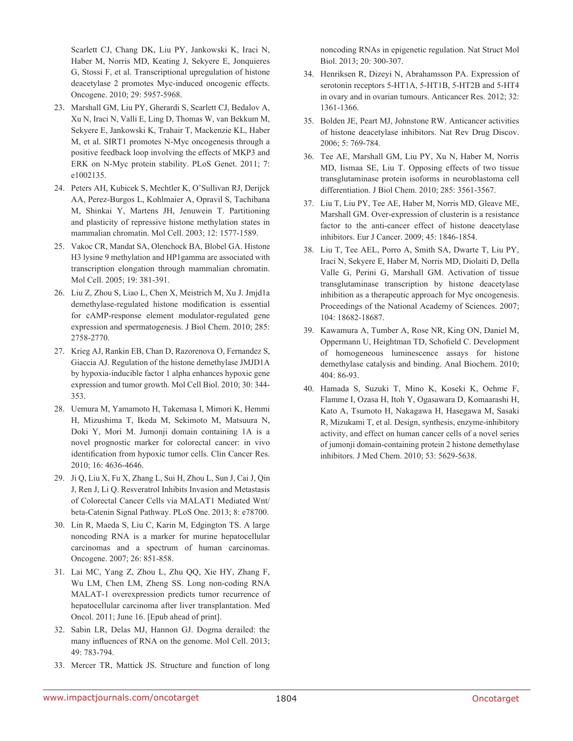Scarlett CJ, Chang DK, Liu PY, Jankowski K, Iraci N, Haber M, Norris MD, Keating J, Sekyere E, Jonquieres G, Stossi F, et al. Transcriptional upregulation of histone deacetylase 2 promotes Myc-induced oncogenic effects. Oncogene. 2010; 29: 5957-5968.

23. Marshall GM, Liu PY, Gherardi S, Scarlett CJ, Bedalov A, Xu N, Iraci N, Valli E, Ling D, Thomas W, van Bekkum M, Sekyere E, Jankowski K, Trahair T, Mackenzie KL, Haber M, et al. SIRT1 promotes N-Myc oncogenesis through a positive feedback loop involving the effects of MKP3 and ERK on N-Myc protein stability. PLoS Genet. 2011; 7: e1002135.

24. Peters AH, Kubicek S, Mechtler K, O'Sullivan RJ, Derijck AA, Perez-Burgos L, Kohlmaier A, Opravil S, Tachibana M, Shinkai Y, Martens JH, Jenuwein T. Partitioning and plasticity of repressive histone methylation states in mammalian chromatin. Mol Cell. 2003; 12: 1577-1589.

25. Vakoc CR, Mandat SA, Olenchock BA, Blobel GA. Histone H3 lysine 9 methylation and HP1gamma are associated with transcription elongation through mammalian chromatin. Mol Cell. 2005; 19: 381-391.

26. Liu Z, Zhou S, Liao L, Chen X, Meistrich M, Xu J. Jmjd1a demethylase-regulated histone modification is essential for cAMP-response element modulator-regulated gene expression and spermatogenesis. J Biol Chem. 2010; 285: 2758-2770.

27. Krieg AJ, Rankin EB, Chan D, Razorenova O, Fernandez S, Giaccia AJ. Regulation of the histone demethylase JMJD1A by hypoxia-inducible factor 1 alpha enhances hypoxic gene expression and tumor growth. Mol Cell Biol. 2010; 30: 344-353.

28. Uemura M, Yamamoto H, Takemasa I, Mimori K, Hemmi H, Mizushima T, Ikeda M, Sekimoto M, Matsuura N, Doki Y, Mori M. Jumonji domain containing 1A is a novel prognostic marker for colorectal cancer: in vivo identification from hypoxic tumor cells. Clin Cancer Res. 2010; 16: 4636-4646.

29. Ji Q, Liu X, Fu X, Zhang L, Sui H, Zhou L, Sun J, Cai J, Qin J, Ren J, Li Q. Resveratrol Inhibits Invasion and Metastasis of Colorectal Cancer Cells via MALAT1 Mediated Wnt/beta-Catenin Signal Pathway. PLoS One. 2013; 8: e78700.

30. Lin R, Maeda S, Liu C, Karin M, Edgington TS. A large noncoding RNA is a marker for murine hepatocellular carcinomas and a spectrum of human carcinomas. Oncogene. 2007; 26: 851-858.

31. Lai MC, Yang Z, Zhou L, Zhu QQ, Xie HY, Zhang F, Wu LM, Chen LM, Zheng SS. Long non-coding RNA MALAT-1 overexpression predicts tumor recurrence of hepatocellular carcinoma after liver transplantation. Med Oncol. 2011; June 16. [Epub ahead of print].

32. Sabin LR, Delas MJ, Hannon GJ. Dogma derailed: the many influences of RNA on the genome. Mol Cell. 2013; 49: 783-794.

33. Mercer TR, Mattick JS. Structure and function of long noncoding RNAs in epigenetic regulation. Nat Struct Mol Biol. 2013; 20: 300-307.

34. Henriksen R, Dizeyi N, Abrahamsson PA. Expression of serotonin receptors 5-HT1A, 5-HT1B, 5-HT2B and 5-HT4 in ovary and in ovarian tumours. Anticancer Res. 2012; 32: 1361-1366.

35. Bolden JE, Peart MJ, Johnstone RW. Anticancer activities of histone deacetylase inhibitors. Nat Rev Drug Discov. 2006; 5: 769-784.

36. Tee AE, Marshall GM, Liu PY, Xu N, Haber M, Norris MD, Iismaa SE, Liu T. Opposing effects of two tissue transglutaminase protein isoforms in neuroblastoma cell differentiation. J Biol Chem. 2010; 285: 3561-3567.

37. Liu T, Liu PY, Tee AE, Haber M, Norris MD, Gleave ME, Marshall GM. Over-expression of clusterin is a resistance factor to the anti-cancer effect of histone deacetylase inhibitors. Eur J Cancer. 2009; 45: 1846-1854.

38. Liu T, Tee AEL, Porro A, Smith SA, Dwarte T, Liu PY, Iraci N, Sekyere E, Haber M, Norris MD, Diolaiti D, Della Valle G, Perini G, Marshall GM. Activation of tissue transglutaminase transcription by histone deacetylase inhibition as a therapeutic approach for Myc oncogenesis. Proceedings of the National Academy of Sciences. 2007; 104: 18682-18687.

39. Kawamura A, Tumber A, Rose NR, King ON, Daniel M, Oppermann U, Heightman TD, Schofield C. Development of homogeneous luminescence assays for histone demethylase catalysis and binding. Anal Biochem. 2010; 404: 86-93.

40. Hamada S, Suzuki T, Mino K, Koseki K, Oehme F, Flamme I, Ozasa H, Itoh Y, Ogasawara D, Komaarashi H, Kato A, Tsumoto H, Nakagawa H, Hasegawa M, Sasaki R, Mizukami T, et al. Design, synthesis, enzyme-inhibitory activity, and effect on human cancer cells of a novel series of jumonji domain-containing protein 2 histone demethylase inhibitors. J Med Chem. 2010; 53: 5629-5638.